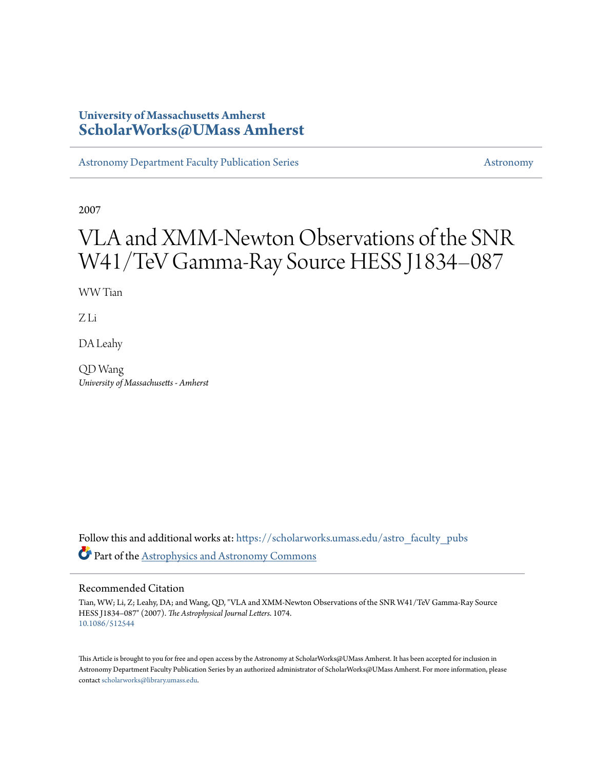**University of Massachusetts Amherst**
**ScholarWorks@UMass Amherst**

Astronomy Department Faculty Publication Series | Astronomy

2007

# VLA and XMM-Newton Observations of the SNR W41/TeV Gamma-Ray Source HESS J1834–087

WW Tian

Z Li

DA Leahy

QD Wang
*University of Massachusetts - Amherst*

Follow this and additional works at: https://scholarworks.umass.edu/astro_faculty_pubs

Part of the Astrophysics and Astronomy Commons

## Recommended Citation

Tian, WW; Li, Z; Leahy, DA; and Wang, QD, "VLA and XMM-Newton Observations of the SNR W41/TeV Gamma-Ray Source HESS J1834–087" (2007). *The Astrophysical Journal Letters*. 1074.
10.1086/512544

This Article is brought to you for free and open access by the Astronomy at ScholarWorks@UMass Amherst. It has been accepted for inclusion in Astronomy Department Faculty Publication Series by an authorized administrator of ScholarWorks@UMass Amherst. For more information, please contact scholarworks@library.umass.edu.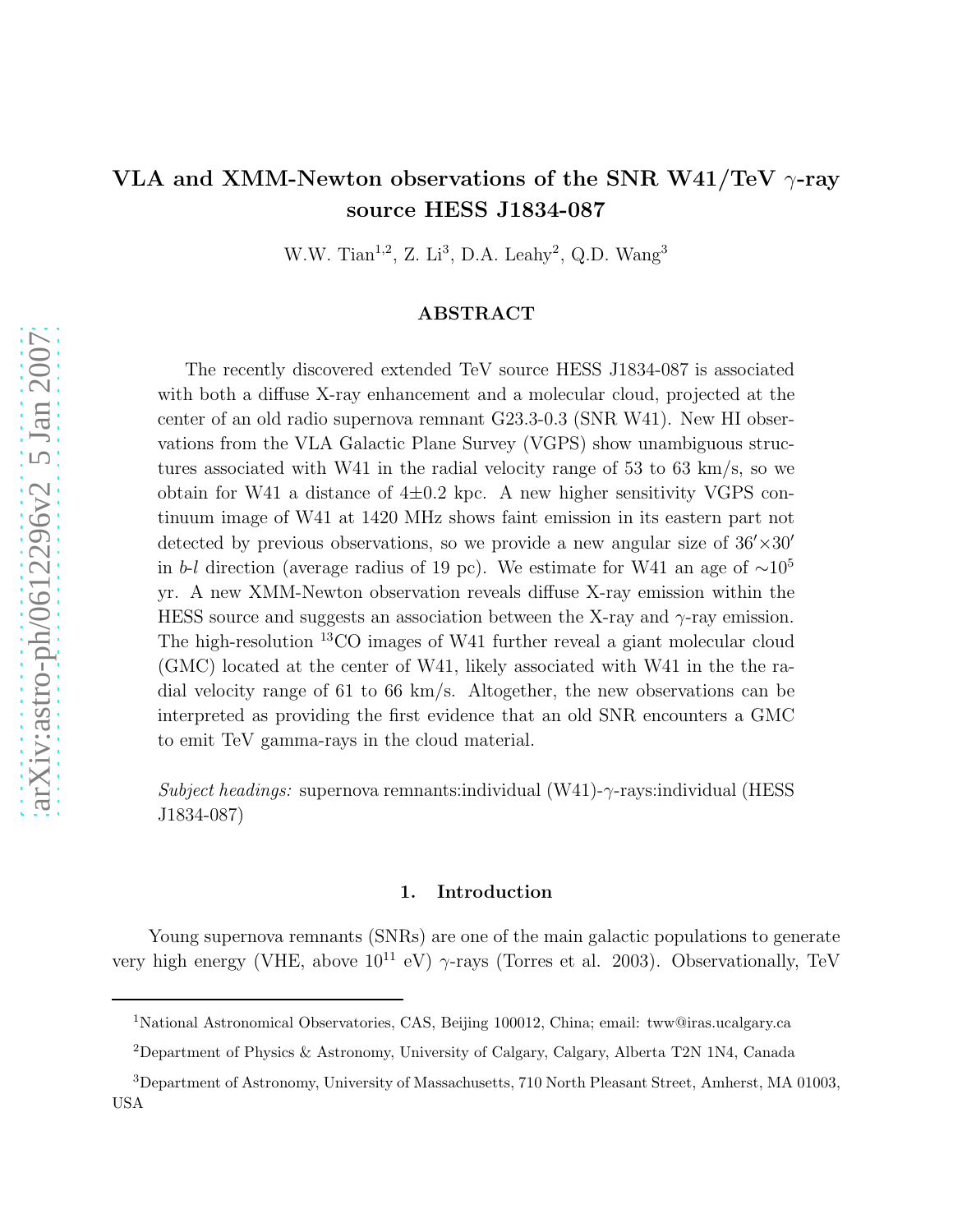# VLA and XMM-Newton observations of the SNR W41/TeV $\gamma$-ray source HESS J1834-087

W.W. Tian[1,2], Z. Li[3], D.A. Leahy[2], Q.D. Wang[3]

## ABSTRACT

The recently discovered extended TeV source HESS J1834-087 is associated with both a diffuse X-ray enhancement and a molecular cloud, projected at the center of an old radio supernova remnant G23.3-0.3 (SNR W41). New HI observations from the VLA Galactic Plane Survey (VGPS) show unambiguous structures associated with W41 in the radial velocity range of 53 to 63 km/s, so we obtain for W41 a distance of 4±0.2 kpc. A new higher sensitivity VGPS continuum image of W41 at 1420 MHz shows faint emission in its eastern part not detected by previous observations, so we provide a new angular size of $36' \times 30'$ in *b*-*l* direction (average radius of 19 pc). We estimate for W41 an age of $\sim 10^5$ yr. A new XMM-Newton observation reveals diffuse X-ray emission within the HESS source and suggests an association between the X-ray and $\gamma$-ray emission. The high-resolution $^{13}$CO images of W41 further reveal a giant molecular cloud (GMC) located at the center of W41, likely associated with W41 in the the radial velocity range of 61 to 66 km/s. Altogether, the new observations can be interpreted as providing the first evidence that an old SNR encounters a GMC to emit TeV gamma-rays in the cloud material.

*Subject headings:* supernova remnants:individual (W41)-$\gamma$-rays:individual (HESS J1834-087)

## 1. Introduction

Young supernova remnants (SNRs) are one of the main galactic populations to generate very high energy (VHE, above $10^{11}$ eV) $\gamma$-rays (Torres et al. 2003). Observationally, TeV

[1]National Astronomical Observatories, CAS, Beijing 100012, China; email: tww@iras.ucalgary.ca

[2]Department of Physics & Astronomy, University of Calgary, Calgary, Alberta T2N 1N4, Canada

[3]Department of Astronomy, University of Massachusetts, 710 North Pleasant Street, Amherst, MA 01003, USA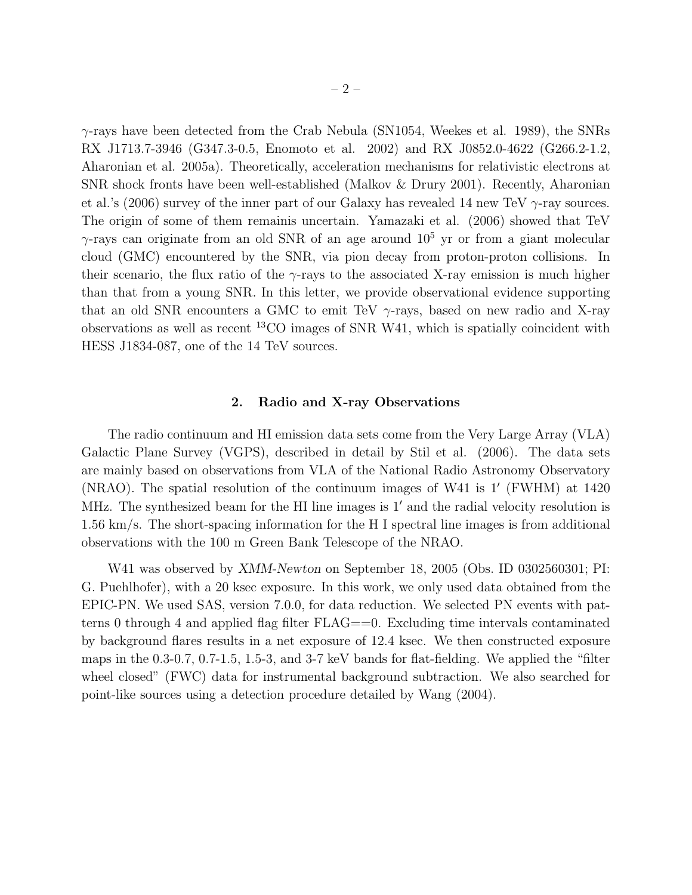$\gamma$-rays have been detected from the Crab Nebula (SN1054, Weekes et al. 1989), the SNRs RX J1713.7-3946 (G347.3-0.5, Enomoto et al. 2002) and RX J0852.0-4622 (G266.2-1.2, Aharonian et al. 2005a). Theoretically, acceleration mechanisms for relativistic electrons at SNR shock fronts have been well-established (Malkov & Drury 2001). Recently, Aharonian et al.'s (2006) survey of the inner part of our Galaxy has revealed 14 new TeV $\gamma$-ray sources. The origin of some of them remainis uncertain. Yamazaki et al. (2006) showed that TeV $\gamma$-rays can originate from an old SNR of an age around $10^5$ yr or from a giant molecular cloud (GMC) encountered by the SNR, via pion decay from proton-proton collisions. In their scenario, the flux ratio of the $\gamma$-rays to the associated X-ray emission is much higher than that from a young SNR. In this letter, we provide observational evidence supporting that an old SNR encounters a GMC to emit TeV $\gamma$-rays, based on new radio and X-ray observations as well as recent $^{13}$CO images of SNR W41, which is spatially coincident with HESS J1834-087, one of the 14 TeV sources.

## 2. Radio and X-ray Observations

The radio continuum and HI emission data sets come from the Very Large Array (VLA) Galactic Plane Survey (VGPS), described in detail by Stil et al. (2006). The data sets are mainly based on observations from VLA of the National Radio Astronomy Observatory (NRAO). The spatial resolution of the continuum images of W41 is $1'$ (FWHM) at 1420 MHz. The synthesized beam for the HI line images is $1'$ and the radial velocity resolution is 1.56 km/s. The short-spacing information for the H I spectral line images is from additional observations with the 100 m Green Bank Telescope of the NRAO.

W41 was observed by *XMM-Newton* on September 18, 2005 (Obs. ID 0302560301; PI: G. Puehlhofer), with a 20 ksec exposure. In this work, we only used data obtained from the EPIC-PN. We used SAS, version 7.0.0, for data reduction. We selected PN events with patterns 0 through 4 and applied flag filter FLAG==0. Excluding time intervals contaminated by background flares results in a net exposure of 12.4 ksec. We then constructed exposure maps in the 0.3-0.7, 0.7-1.5, 1.5-3, and 3-7 keV bands for flat-fielding. We applied the "filter wheel closed" (FWC) data for instrumental background subtraction. We also searched for point-like sources using a detection procedure detailed by Wang (2004).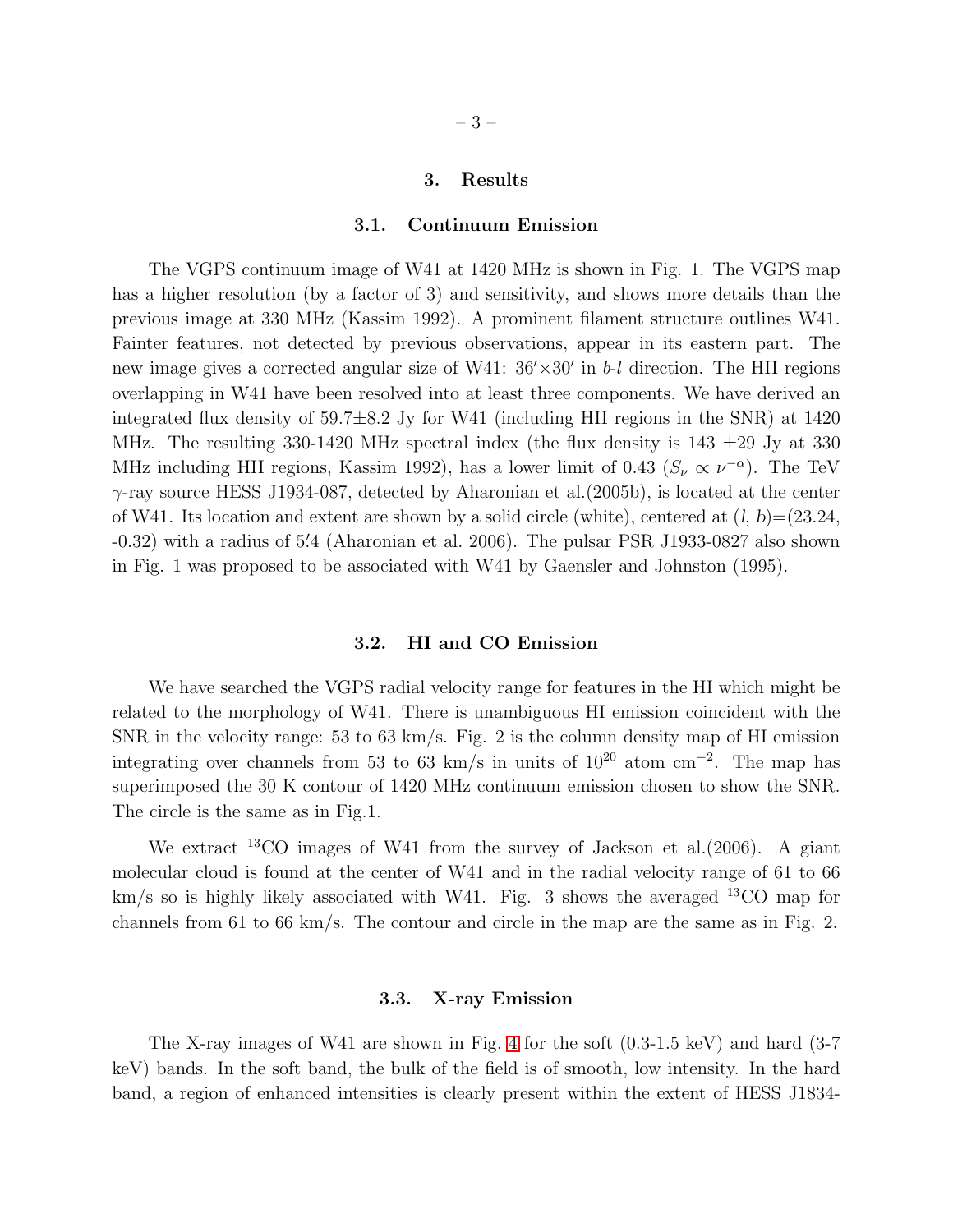## 3. Results

### 3.1. Continuum Emission

The VGPS continuum image of W41 at 1420 MHz is shown in Fig. 1. The VGPS map has a higher resolution (by a factor of 3) and sensitivity, and shows more details than the previous image at 330 MHz (Kassim 1992). A prominent filament structure outlines W41. Fainter features, not detected by previous observations, appear in its eastern part. The new image gives a corrected angular size of W41: $36' \times 30'$ in $b$-$l$ direction. The HII regions overlapping in W41 have been resolved into at least three components. We have derived an integrated flux density of 59.7±8.2 Jy for W41 (including HII regions in the SNR) at 1420 MHz. The resulting 330-1420 MHz spectral index (the flux density is 143 ±29 Jy at 330 MHz including HII regions, Kassim 1992), has a lower limit of 0.43 ($S_\nu \propto \nu^{-\alpha}$). The TeV $\gamma$-ray source HESS J1934-087, detected by Aharonian et al.(2005b), is located at the center of W41. Its location and extent are shown by a solid circle (white), centered at ($l$, $b$)=(23.24, -0.32) with a radius of $5\overset{'}{.}4$ (Aharonian et al. 2006). The pulsar PSR J1933-0827 also shown in Fig. 1 was proposed to be associated with W41 by Gaensler and Johnston (1995).

### 3.2. HI and CO Emission

We have searched the VGPS radial velocity range for features in the HI which might be related to the morphology of W41. There is unambiguous HI emission coincident with the SNR in the velocity range: 53 to 63 km/s. Fig. 2 is the column density map of HI emission integrating over channels from 53 to 63 km/s in units of $10^{20}$ atom cm$^{-2}$. The map has superimposed the 30 K contour of 1420 MHz continuum emission chosen to show the SNR. The circle is the same as in Fig.1.

We extract $^{13}$CO images of W41 from the survey of Jackson et al.(2006). A giant molecular cloud is found at the center of W41 and in the radial velocity range of 61 to 66 km/s so is highly likely associated with W41. Fig. 3 shows the averaged $^{13}$CO map for channels from 61 to 66 km/s. The contour and circle in the map are the same as in Fig. 2.

### 3.3. X-ray Emission

The X-ray images of W41 are shown in Fig. 4 for the soft (0.3-1.5 keV) and hard (3-7 keV) bands. In the soft band, the bulk of the field is of smooth, low intensity. In the hard band, a region of enhanced intensities is clearly present within the extent of HESS J1834-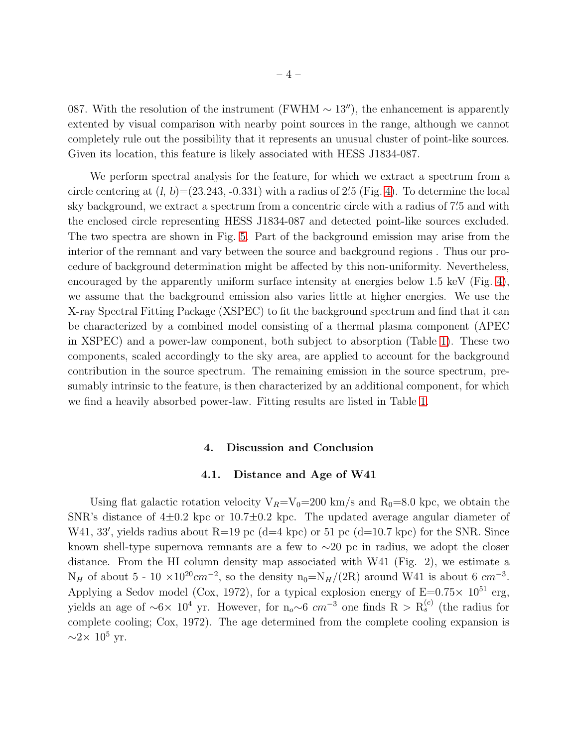087. With the resolution of the instrument (FWHM $\sim 13''$), the enhancement is apparently extented by visual comparison with nearby point sources in the range, although we cannot completely rule out the possibility that it represents an unusual cluster of point-like sources. Given its location, this feature is likely associated with HESS J1834-087.

We perform spectral analysis for the feature, for which we extract a spectrum from a circle centering at ($l$, $b$)=(23.243, -0.331) with a radius of $2'.5$ (Fig. 4). To determine the local sky background, we extract a spectrum from a concentric circle with a radius of $7'.5$ and with the enclosed circle representing HESS J1834-087 and detected point-like sources excluded. The two spectra are shown in Fig. 5. Part of the background emission may arise from the interior of the remnant and vary between the source and background regions . Thus our procedure of background determination might be affected by this non-uniformity. Nevertheless, encouraged by the apparently uniform surface intensity at energies below 1.5 keV (Fig. 4), we assume that the background emission also varies little at higher energies. We use the X-ray Spectral Fitting Package (XSPEC) to fit the background spectrum and find that it can be characterized by a combined model consisting of a thermal plasma component (APEC in XSPEC) and a power-law component, both subject to absorption (Table 1). These two components, scaled accordingly to the sky area, are applied to account for the background contribution in the source spectrum. The remaining emission in the source spectrum, presumably intrinsic to the feature, is then characterized by an additional component, for which we find a heavily absorbed power-law. Fitting results are listed in Table 1.

## 4. Discussion and Conclusion

### 4.1. Distance and Age of W41

Using flat galactic rotation velocity $V_R$=$V_0$=200 km/s and $R_0$=8.0 kpc, we obtain the SNR's distance of 4±0.2 kpc or 10.7±0.2 kpc. The updated average angular diameter of W41, $33'$, yields radius about R=19 pc (d=4 kpc) or 51 pc (d=10.7 kpc) for the SNR. Since known shell-type supernova remnants are a few to ∼20 pc in radius, we adopt the closer distance. From the HI column density map associated with W41 (Fig. 2), we estimate a $N_H$ of about 5 - 10 $\times 10^{20} cm^{-2}$, so the density $n_0$=$N_H/(2R)$ around W41 is about 6 $cm^{-3}$. Applying a Sedov model (Cox, 1972), for a typical explosion energy of E=0.75$\times$ $10^{51}$ erg, yields an age of ∼6$\times$ $10^4$ yr. However, for $n_o$∼6 $cm^{-3}$ one finds R > $R_s^{(c)}$ (the radius for complete cooling; Cox, 1972). The age determined from the complete cooling expansion is ∼2$\times$ $10^5$ yr.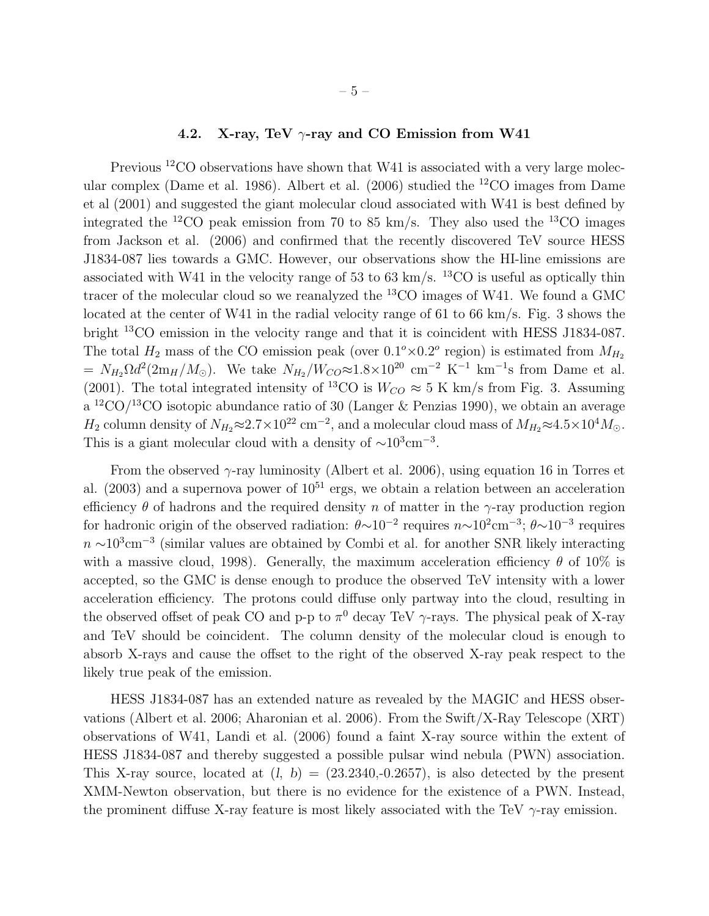### 4.2. X-ray, TeV $\gamma$-ray and CO Emission from W41

Previous $^{12}$CO observations have shown that W41 is associated with a very large molecular complex (Dame et al. 1986). Albert et al. (2006) studied the $^{12}$CO images from Dame et al (2001) and suggested the giant molecular cloud associated with W41 is best defined by integrated the $^{12}$CO peak emission from 70 to 85 km/s. They also used the $^{13}$CO images from Jackson et al. (2006) and confirmed that the recently discovered TeV source HESS J1834-087 lies towards a GMC. However, our observations show the HI-line emissions are associated with W41 in the velocity range of 53 to 63 km/s. $^{13}$CO is useful as optically thin tracer of the molecular cloud so we reanalyzed the $^{13}$CO images of W41. We found a GMC located at the center of W41 in the radial velocity range of 61 to 66 km/s. Fig. 3 shows the bright $^{13}$CO emission in the velocity range and that it is coincident with HESS J1834-087. The total $H_2$ mass of the CO emission peak (over $0.1^o \times 0.2^o$ region) is estimated from $M_{H_2} = N_{H_2} \Omega d^2 (2 \mathrm{m}_H / M_\odot)$. We take $N_{H_2}/W_{CO} \approx 1.8 \times 10^{20}$ cm$^{-2}$ K$^{-1}$ km$^{-1}$s from Dame et al. (2001). The total integrated intensity of $^{13}$CO is $W_{CO} \approx 5$ K km/s from Fig. 3. Assuming a $^{12}$CO/$^{13}$CO isotopic abundance ratio of 30 (Langer & Penzias 1990), we obtain an average $H_2$ column density of $N_{H_2} \approx 2.7 \times 10^{22}$ cm$^{-2}$, and a molecular cloud mass of $M_{H_2} \approx 4.5 \times 10^4 M_\odot$. This is a giant molecular cloud with a density of $\sim 10^3$cm$^{-3}$.

From the observed $\gamma$-ray luminosity (Albert et al. 2006), using equation 16 in Torres et al. (2003) and a supernova power of $10^{51}$ ergs, we obtain a relation between an acceleration efficiency $\theta$ of hadrons and the required density $n$ of matter in the $\gamma$-ray production region for hadronic origin of the observed radiation: $\theta \sim 10^{-2}$ requires $n \sim 10^2$cm$^{-3}$; $\theta \sim 10^{-3}$ requires $n \sim 10^3$cm$^{-3}$ (similar values are obtained by Combi et al. for another SNR likely interacting with a massive cloud, 1998). Generally, the maximum acceleration efficiency $\theta$ of 10% is accepted, so the GMC is dense enough to produce the observed TeV intensity with a lower acceleration efficiency. The protons could diffuse only partway into the cloud, resulting in the observed offset of peak CO and p-p to $\pi^0$ decay TeV $\gamma$-rays. The physical peak of X-ray and TeV should be coincident. The column density of the molecular cloud is enough to absorb X-rays and cause the offset to the right of the observed X-ray peak respect to the likely true peak of the emission.

HESS J1834-087 has an extended nature as revealed by the MAGIC and HESS observations (Albert et al. 2006; Aharonian et al. 2006). From the Swift/X-Ray Telescope (XRT) observations of W41, Landi et al. (2006) found a faint X-ray source within the extent of HESS J1834-087 and thereby suggested a possible pulsar wind nebula (PWN) association. This X-ray source, located at ($l$, $b$) = (23.2340,-0.2657), is also detected by the present XMM-Newton observation, but there is no evidence for the existence of a PWN. Instead, the prominent diffuse X-ray feature is most likely associated with the TeV $\gamma$-ray emission.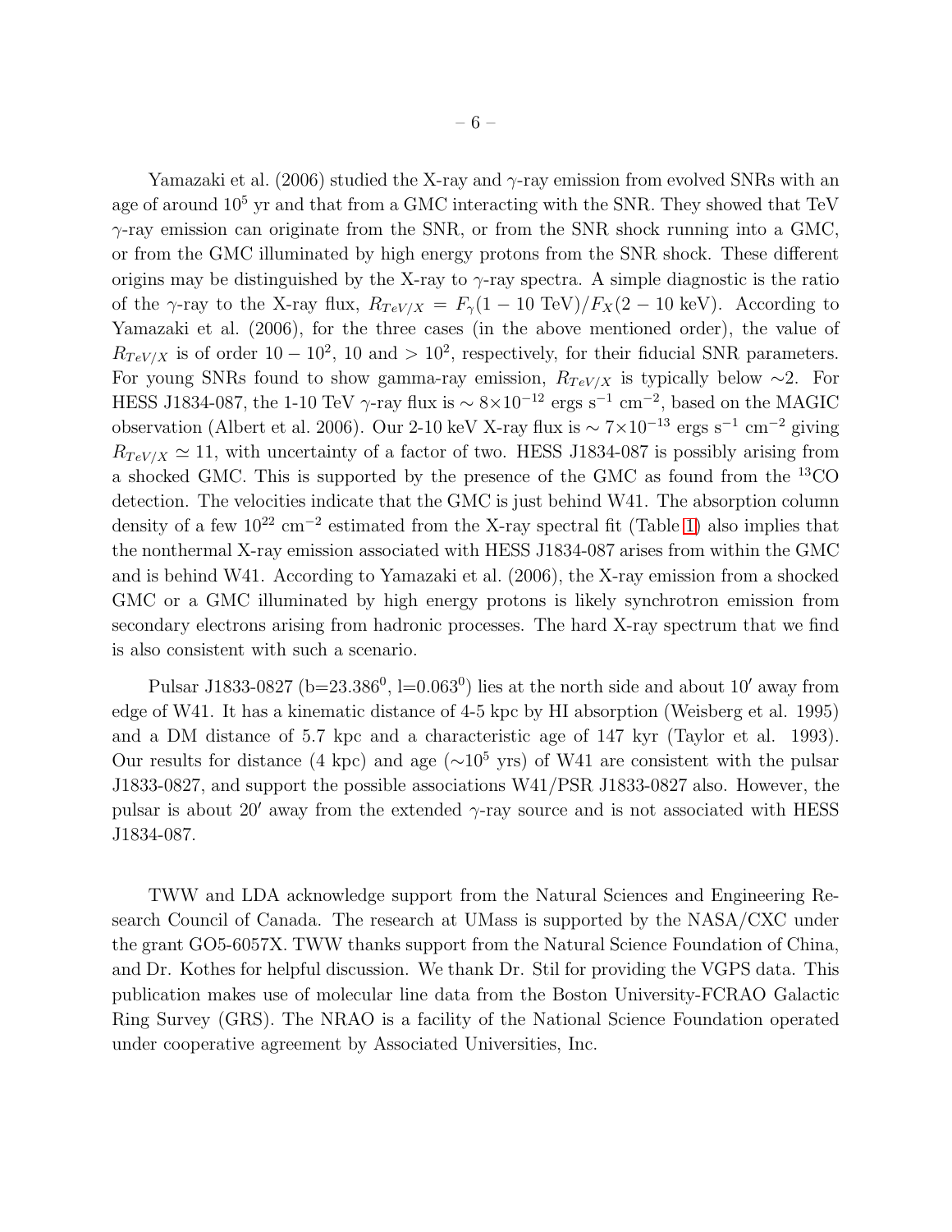Yamazaki et al. (2006) studied the X-ray and $\gamma$-ray emission from evolved SNRs with an age of around $10^5$ yr and that from a GMC interacting with the SNR. They showed that TeV $\gamma$-ray emission can originate from the SNR, or from the SNR shock running into a GMC, or from the GMC illuminated by high energy protons from the SNR shock. These different origins may be distinguished by the X-ray to $\gamma$-ray spectra. A simple diagnostic is the ratio of the $\gamma$-ray to the X-ray flux, $R_{TeV/X} = F_{\gamma}(1-10 \text{ TeV})/F_X(2-10 \text{ keV})$. According to Yamazaki et al. (2006), for the three cases (in the above mentioned order), the value of $R_{TeV/X}$ is of order $10-10^2$, 10 and $> 10^2$, respectively, for their fiducial SNR parameters. For young SNRs found to show gamma-ray emission, $R_{TeV/X}$ is typically below $\sim$2. For HESS J1834-087, the 1-10 TeV $\gamma$-ray flux is $\sim 8\times10^{-12}$ ergs s$^{-1}$ cm$^{-2}$, based on the MAGIC observation (Albert et al. 2006). Our 2-10 keV X-ray flux is $\sim 7\times10^{-13}$ ergs s$^{-1}$ cm$^{-2}$ giving $R_{TeV/X} \simeq 11$, with uncertainty of a factor of two. HESS J1834-087 is possibly arising from a shocked GMC. This is supported by the presence of the GMC as found from the $^{13}$CO detection. The velocities indicate that the GMC is just behind W41. The absorption column density of a few $10^{22}$ cm$^{-2}$ estimated from the X-ray spectral fit (Table 1) also implies that the nonthermal X-ray emission associated with HESS J1834-087 arises from within the GMC and is behind W41. According to Yamazaki et al. (2006), the X-ray emission from a shocked GMC or a GMC illuminated by high energy protons is likely synchrotron emission from secondary electrons arising from hadronic processes. The hard X-ray spectrum that we find is also consistent with such a scenario.

Pulsar J1833-0827 (b=$23.386^0$, l=$0.063^0$) lies at the north side and about $10'$ away from edge of W41. It has a kinematic distance of 4-5 kpc by HI absorption (Weisberg et al. 1995) and a DM distance of 5.7 kpc and a characteristic age of 147 kyr (Taylor et al. 1993). Our results for distance (4 kpc) and age ($\sim$$10^5$ yrs) of W41 are consistent with the pulsar J1833-0827, and support the possible associations W41/PSR J1833-0827 also. However, the pulsar is about $20'$ away from the extended $\gamma$-ray source and is not associated with HESS J1834-087.

TWW and LDA acknowledge support from the Natural Sciences and Engineering Research Council of Canada. The research at UMass is supported by the NASA/CXC under the grant GO5-6057X. TWW thanks support from the Natural Science Foundation of China, and Dr. Kothes for helpful discussion. We thank Dr. Stil for providing the VGPS data. This publication makes use of molecular line data from the Boston University-FCRAO Galactic Ring Survey (GRS). The NRAO is a facility of the National Science Foundation operated under cooperative agreement by Associated Universities, Inc.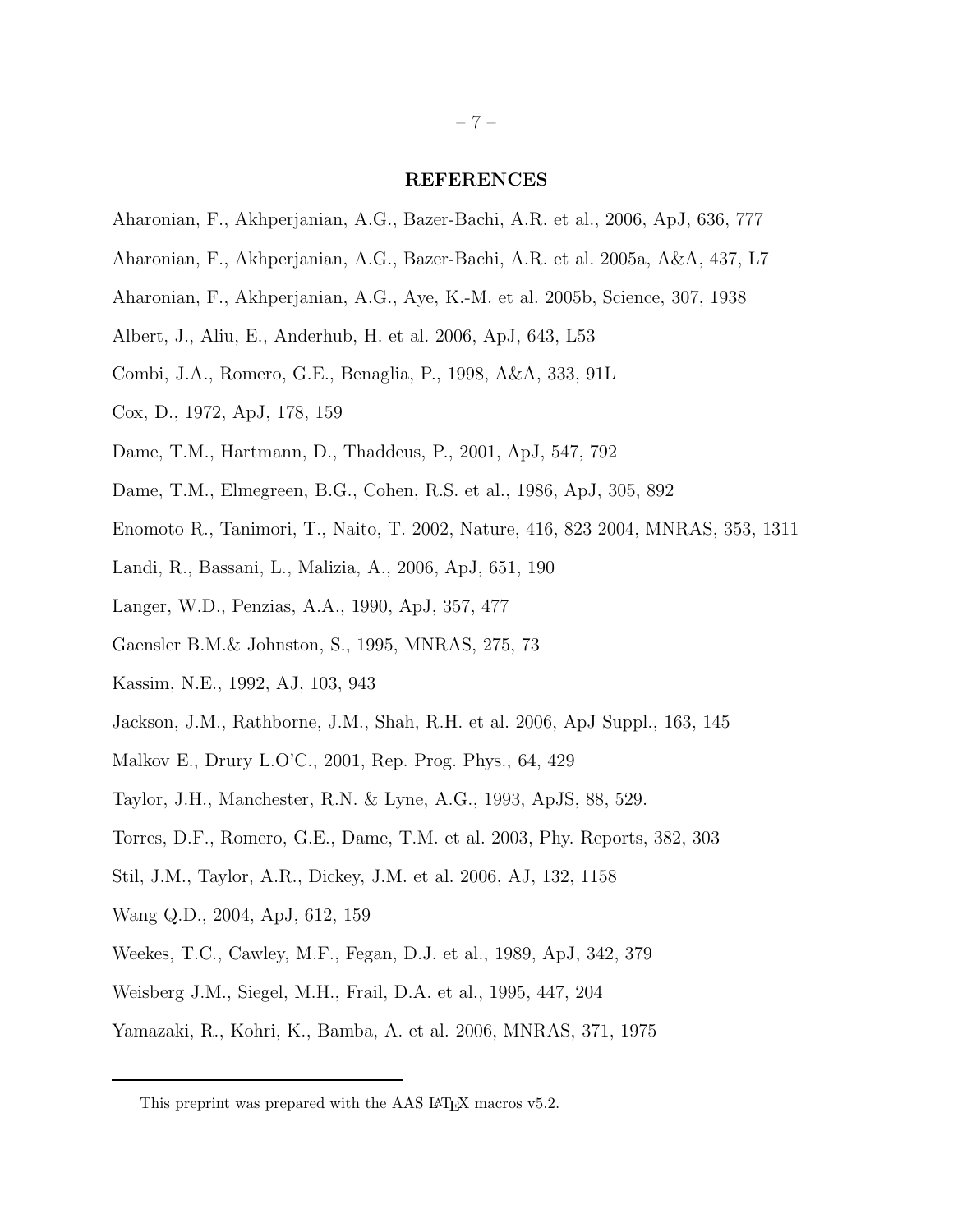## REFERENCES

Aharonian, F., Akhperjanian, A.G., Bazer-Bachi, A.R. et al., 2006, ApJ, 636, 777

Aharonian, F., Akhperjanian, A.G., Bazer-Bachi, A.R. et al. 2005a, A&A, 437, L7

Aharonian, F., Akhperjanian, A.G., Aye, K.-M. et al. 2005b, Science, 307, 1938

Albert, J., Aliu, E., Anderhub, H. et al. 2006, ApJ, 643, L53

Combi, J.A., Romero, G.E., Benaglia, P., 1998, A&A, 333, 91L

Cox, D., 1972, ApJ, 178, 159

Dame, T.M., Hartmann, D., Thaddeus, P., 2001, ApJ, 547, 792

Dame, T.M., Elmegreen, B.G., Cohen, R.S. et al., 1986, ApJ, 305, 892

Enomoto R., Tanimori, T., Naito, T. 2002, Nature, 416, 823 2004, MNRAS, 353, 1311

Landi, R., Bassani, L., Malizia, A., 2006, ApJ, 651, 190

Langer, W.D., Penzias, A.A., 1990, ApJ, 357, 477

Gaensler B.M.& Johnston, S., 1995, MNRAS, 275, 73

Kassim, N.E., 1992, AJ, 103, 943

Jackson, J.M., Rathborne, J.M., Shah, R.H. et al. 2006, ApJ Suppl., 163, 145

Malkov E., Drury L.O'C., 2001, Rep. Prog. Phys., 64, 429

Taylor, J.H., Manchester, R.N. & Lyne, A.G., 1993, ApJS, 88, 529.

Torres, D.F., Romero, G.E., Dame, T.M. et al. 2003, Phy. Reports, 382, 303

Stil, J.M., Taylor, A.R., Dickey, J.M. et al. 2006, AJ, 132, 1158

Wang Q.D., 2004, ApJ, 612, 159

Weekes, T.C., Cawley, M.F., Fegan, D.J. et al., 1989, ApJ, 342, 379

Weisberg J.M., Siegel, M.H., Frail, D.A. et al., 1995, 447, 204

Yamazaki, R., Kohri, K., Bamba, A. et al. 2006, MNRAS, 371, 1975

---

This preprint was prepared with the AAS LaTeX macros v5.2.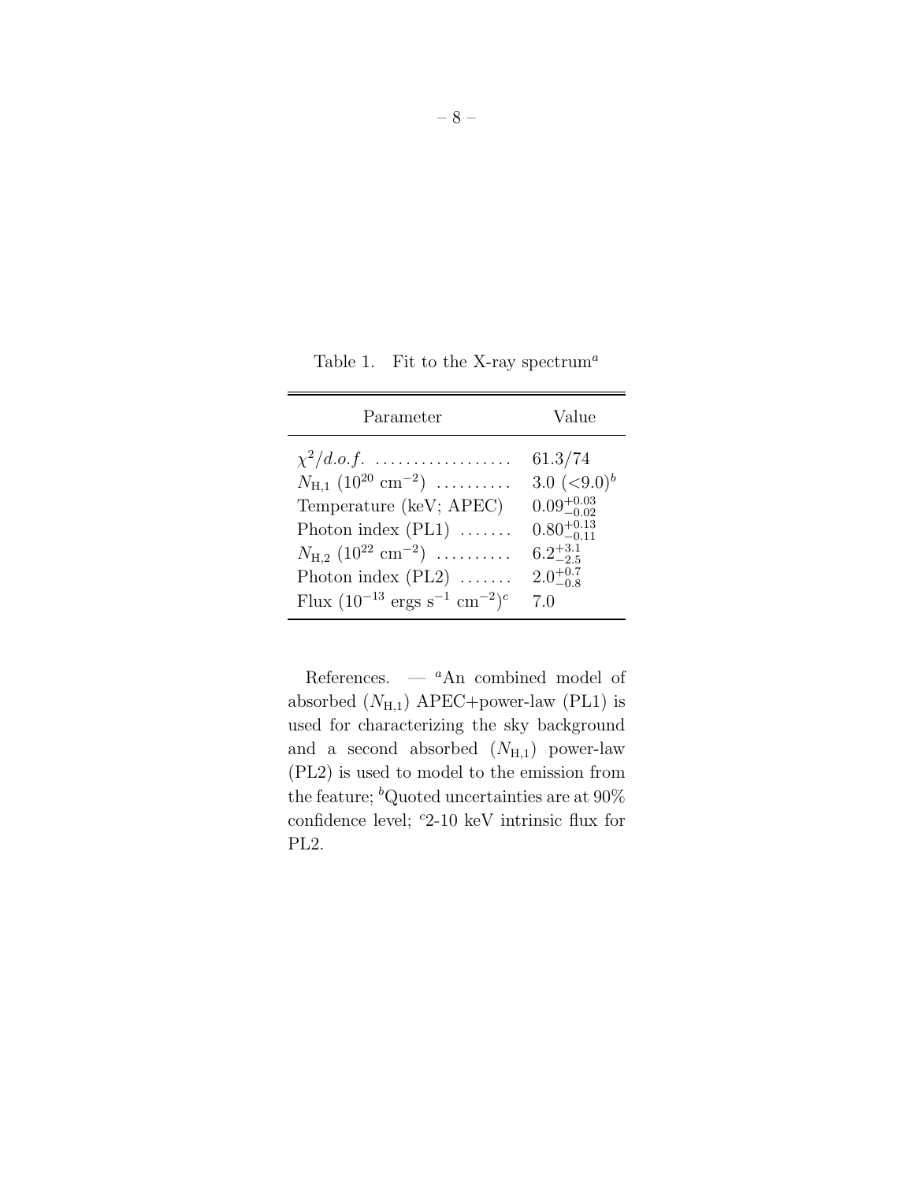Table 1. Fit to the X-ray spectrum[a]

| Parameter | Value |
|---|---|
| $\chi^2/d.o.f.$ .................. | 61.3/74 |
| $N_{\rm H,1}$ ($10^{20}$ cm$^{-2}$) .......... | 3.0 ($<$9.0)[b] |
| Temperature (keV; APEC) | $0.09^{+0.03}_{-0.02}$ |
| Photon index (PL1) ....... | $0.80^{+0.13}_{-0.11}$ |
| $N_{\rm H,2}$ ($10^{22}$ cm$^{-2}$) .......... | $6.2^{+3.1}_{-2.5}$ |
| Photon index (PL2) ....... | $2.0^{+0.7}_{-0.8}$ |
| Flux ($10^{-13}$ ergs s$^{-1}$ cm$^{-2}$)[c] | 7.0 |

References. — [a]An combined model of absorbed ($N_{\rm H,1}$) APEC+power-law (PL1) is used for characterizing the sky background and a second absorbed ($N_{\rm H,1}$) power-law (PL2) is used to model to the emission from the feature; [b]Quoted uncertainties are at 90% confidence level; [c]2-10 keV intrinsic flux for PL2.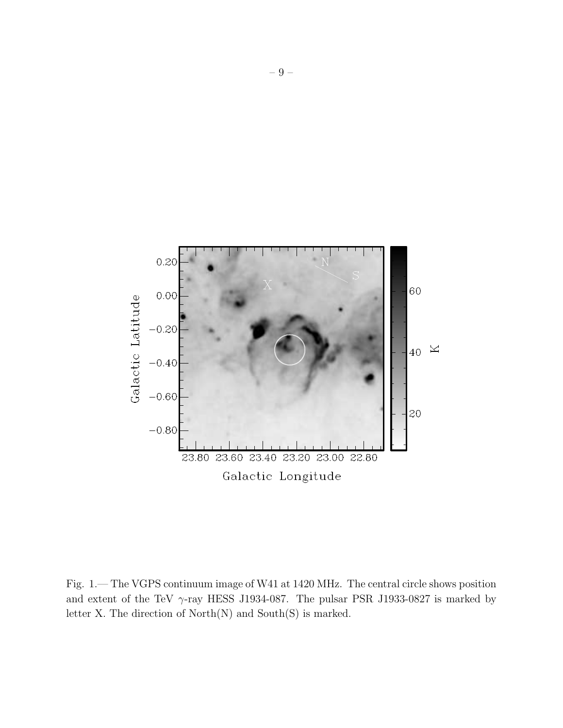Fig. 1.— The VGPS continuum image of W41 at 1420 MHz. The central circle shows position and extent of the TeV $\gamma$-ray HESS J1934-087. The pulsar PSR J1933-0827 is marked by letter X. The direction of North(N) and South(S) is marked.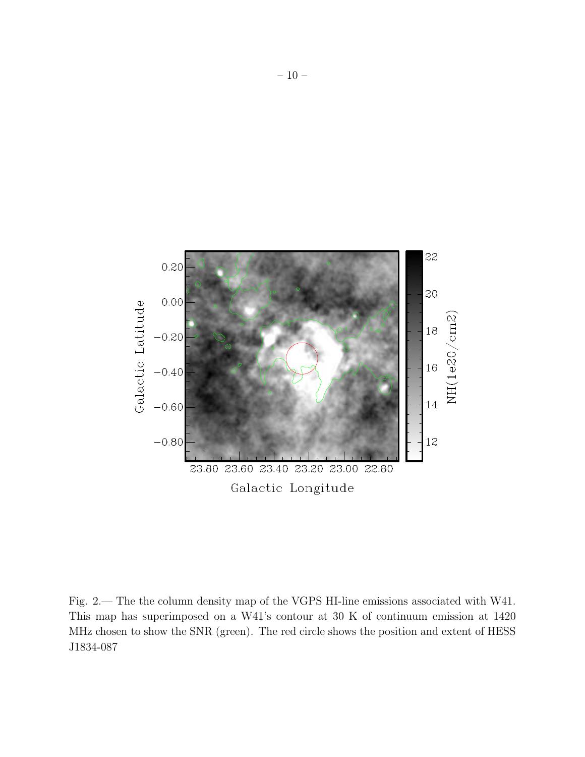Fig. 2.— The the column density map of the VGPS HI-line emissions associated with W41. This map has superimposed on a W41's contour at 30 K of continuum emission at 1420 MHz chosen to show the SNR (green). The red circle shows the position and extent of HESS J1834-087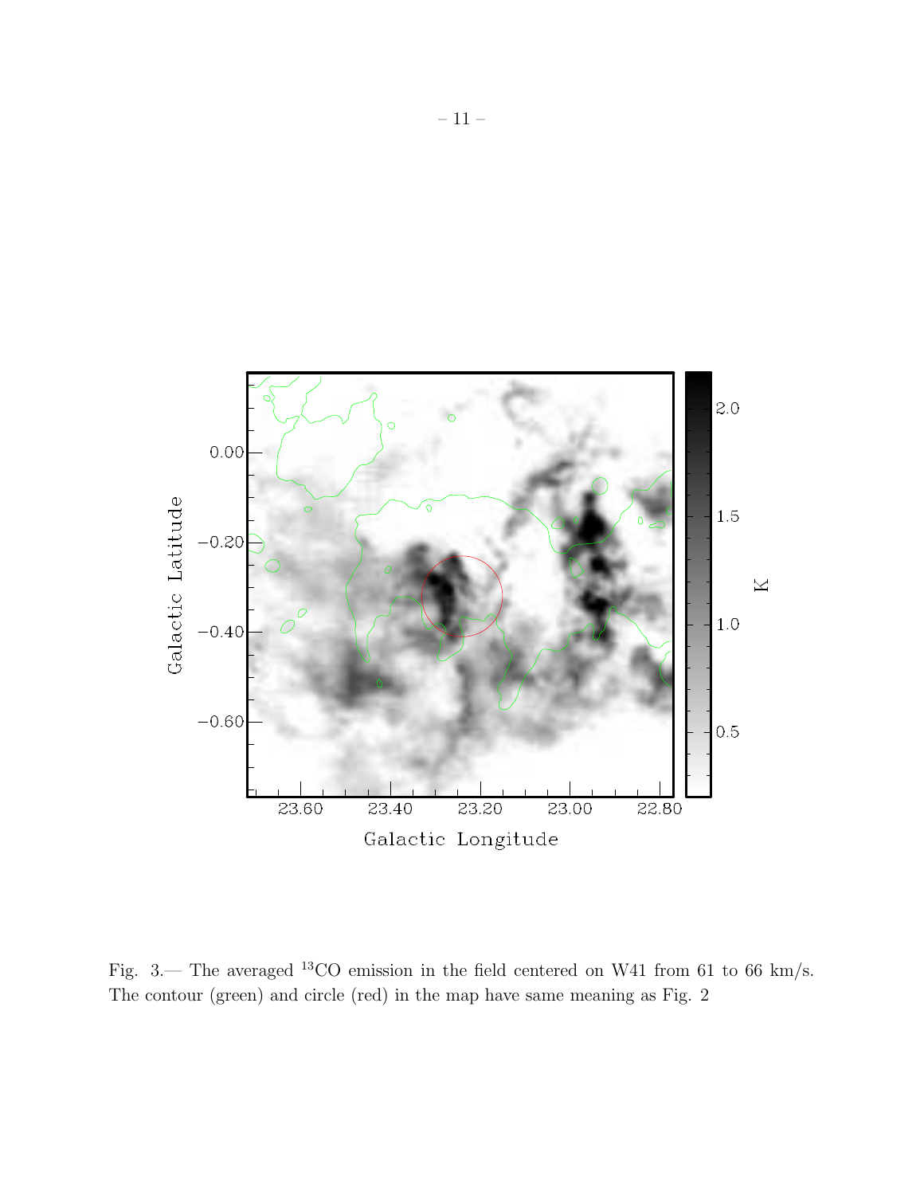Fig. 3.— The averaged $^{13}$CO emission in the field centered on W41 from 61 to 66 km/s. The contour (green) and circle (red) in the map have same meaning as Fig. 2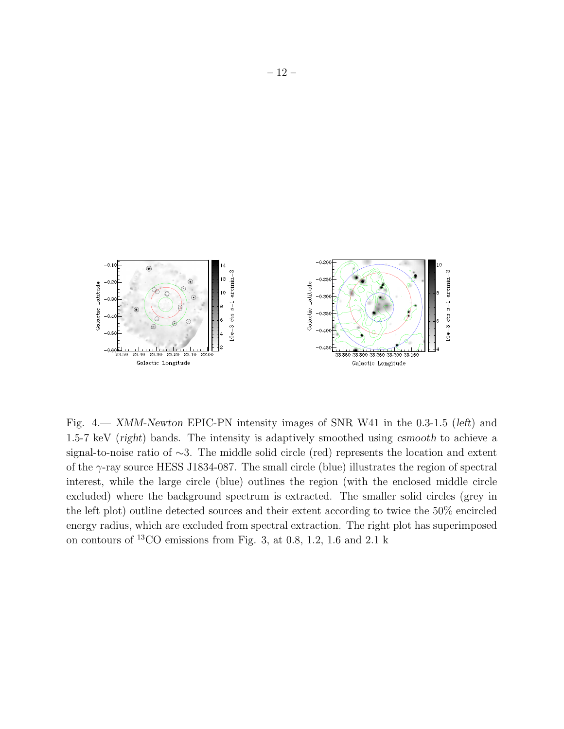Fig. 4.— *XMM-Newton* EPIC-PN intensity images of SNR W41 in the 0.3-1.5 (*left*) and 1.5-7 keV (*right*) bands. The intensity is adaptively smoothed using *csmooth* to achieve a signal-to-noise ratio of $\sim$3. The middle solid circle (red) represents the location and extent of the $\gamma$-ray source HESS J1834-087. The small circle (blue) illustrates the region of spectral interest, while the large circle (blue) outlines the region (with the enclosed middle circle excluded) where the background spectrum is extracted. The smaller solid circles (grey in the left plot) outline detected sources and their extent according to twice the 50% encircled energy radius, which are excluded from spectral extraction. The right plot has superimposed on contours of $^{13}$CO emissions from Fig. 3, at 0.8, 1.2, 1.6 and 2.1 k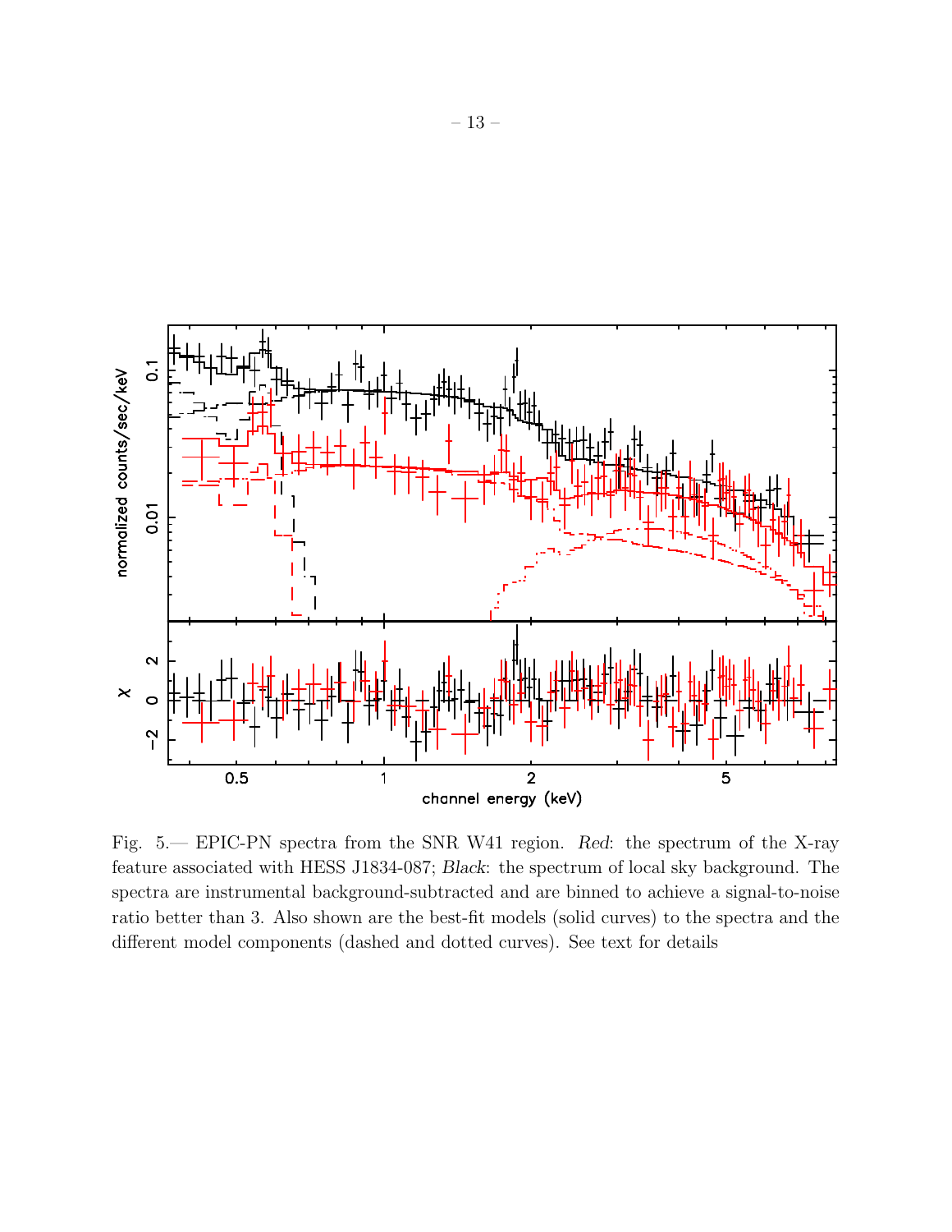normalized counts/sec/keV

0.1

0.01

χ

2

0

−2

0.5

1

2

5

channel energy (keV)

Fig. 5.— EPIC-PN spectra from the SNR W41 region. *Red*: the spectrum of the X-ray feature associated with HESS J1834-087; *Black*: the spectrum of local sky background. The spectra are instrumental background-subtracted and are binned to achieve a signal-to-noise ratio better than 3. Also shown are the best-fit models (solid curves) to the spectra and the different model components (dashed and dotted curves). See text for details